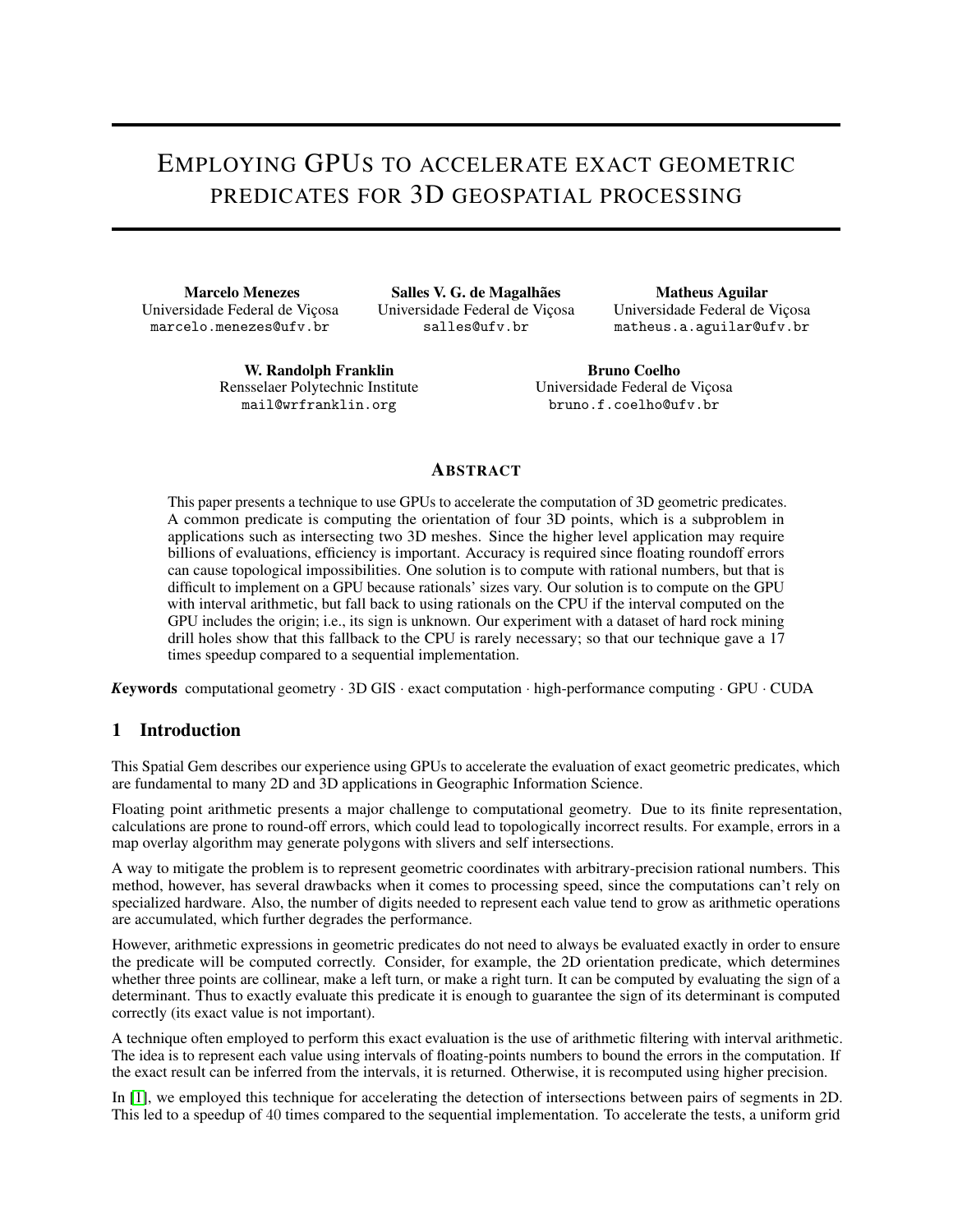# Employing GPUs to accelerate exact geometric predicates for 3D geospatial processing

**Marcelo Menezes**
Universidade Federal de Viçosa
marcelo.menezes@ufv.br

**Salles V. G. de Magalhães**
Universidade Federal de Viçosa
salles@ufv.br

**Matheus Aguilar**
Universidade Federal de Viçosa
matheus.a.aguilar@ufv.br

**W. Randolph Franklin**
Rensselaer Polytechnic Institute
mail@wrfranklin.org

**Bruno Coelho**
Universidade Federal de Viçosa
bruno.f.coelho@ufv.br

## Abstract

This paper presents a technique to use GPUs to accelerate the computation of 3D geometric predicates. A common predicate is computing the orientation of four 3D points, which is a subproblem in applications such as intersecting two 3D meshes. Since the higher level application may require billions of evaluations, efficiency is important. Accuracy is required since floating roundoff errors can cause topological impossibilities. One solution is to compute with rational numbers, but that is difficult to implement on a GPU because rationals' sizes vary. Our solution is to compute on the GPU with interval arithmetic, but fall back to using rationals on the CPU if the interval computed on the GPU includes the origin; i.e., its sign is unknown. Our experiment with a dataset of hard rock mining drill holes show that this fallback to the CPU is rarely necessary; so that our technique gave a 17 times speedup compared to a sequential implementation.

***Keywords*** computational geometry · 3D GIS · exact computation · high-performance computing · GPU · CUDA

## 1 Introduction

This Spatial Gem describes our experience using GPUs to accelerate the evaluation of exact geometric predicates, which are fundamental to many 2D and 3D applications in Geographic Information Science.

Floating point arithmetic presents a major challenge to computational geometry. Due to its finite representation, calculations are prone to round-off errors, which could lead to topologically incorrect results. For example, errors in a map overlay algorithm may generate polygons with slivers and self intersections.

A way to mitigate the problem is to represent geometric coordinates with arbitrary-precision rational numbers. This method, however, has several drawbacks when it comes to processing speed, since the computations can't rely on specialized hardware. Also, the number of digits needed to represent each value tend to grow as arithmetic operations are accumulated, which further degrades the performance.

However, arithmetic expressions in geometric predicates do not need to always be evaluated exactly in order to ensure the predicate will be computed correctly. Consider, for example, the 2D orientation predicate, which determines whether three points are collinear, make a left turn, or make a right turn. It can be computed by evaluating the sign of a determinant. Thus to exactly evaluate this predicate it is enough to guarantee the sign of its determinant is computed correctly (its exact value is not important).

A technique often employed to perform this exact evaluation is the use of arithmetic filtering with interval arithmetic. The idea is to represent each value using intervals of floating-points numbers to bound the errors in the computation. If the exact result can be inferred from the intervals, it is returned. Otherwise, it is recomputed using higher precision.

In [1], we employed this technique for accelerating the detection of intersections between pairs of segments in 2D. This led to a speedup of 40 times compared to the sequential implementation. To accelerate the tests, a uniform grid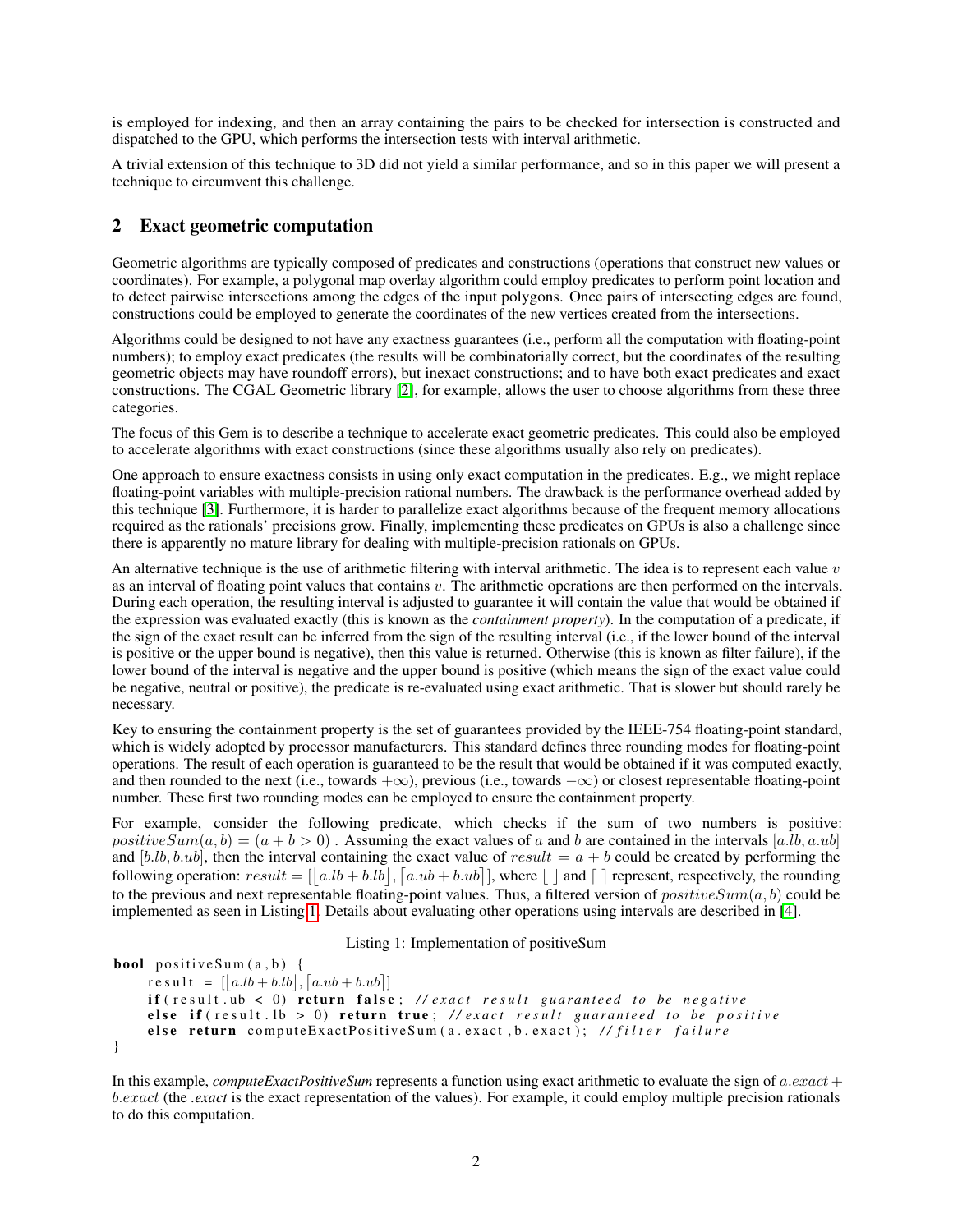is employed for indexing, and then an array containing the pairs to be checked for intersection is constructed and dispatched to the GPU, which performs the intersection tests with interval arithmetic.

A trivial extension of this technique to 3D did not yield a similar performance, and so in this paper we will present a technique to circumvent this challenge.

## 2 Exact geometric computation

Geometric algorithms are typically composed of predicates and constructions (operations that construct new values or coordinates). For example, a polygonal map overlay algorithm could employ predicates to perform point location and to detect pairwise intersections among the edges of the input polygons. Once pairs of intersecting edges are found, constructions could be employed to generate the coordinates of the new vertices created from the intersections.

Algorithms could be designed to not have any exactness guarantees (i.e., perform all the computation with floating-point numbers); to employ exact predicates (the results will be combinatorially correct, but the coordinates of the resulting geometric objects may have roundoff errors), but inexact constructions; and to have both exact predicates and exact constructions. The CGAL Geometric library [2], for example, allows the user to choose algorithms from these three categories.

The focus of this Gem is to describe a technique to accelerate exact geometric predicates. This could also be employed to accelerate algorithms with exact constructions (since these algorithms usually also rely on predicates).

One approach to ensure exactness consists in using only exact computation in the predicates. E.g., we might replace floating-point variables with multiple-precision rational numbers. The drawback is the performance overhead added by this technique [3]. Furthermore, it is harder to parallelize exact algorithms because of the frequent memory allocations required as the rationals' precisions grow. Finally, implementing these predicates on GPUs is also a challenge since there is apparently no mature library for dealing with multiple-precision rationals on GPUs.

An alternative technique is the use of arithmetic filtering with interval arithmetic. The idea is to represent each value $v$ as an interval of floating point values that contains $v$. The arithmetic operations are then performed on the intervals. During each operation, the resulting interval is adjusted to guarantee it will contain the value that would be obtained if the expression was evaluated exactly (this is known as the *containment property*). In the computation of a predicate, if the sign of the exact result can be inferred from the sign of the resulting interval (i.e., if the lower bound of the interval is positive or the upper bound is negative), then this value is returned. Otherwise (this is known as filter failure), if the lower bound of the interval is negative and the upper bound is positive (which means the sign of the exact value could be negative, neutral or positive), the predicate is re-evaluated using exact arithmetic. That is slower but should rarely be necessary.

Key to ensuring the containment property is the set of guarantees provided by the IEEE-754 floating-point standard, which is widely adopted by processor manufacturers. This standard defines three rounding modes for floating-point operations. The result of each operation is guaranteed to be the result that would be obtained if it was computed exactly, and then rounded to the next (i.e., towards $+\infty$), previous (i.e., towards $-\infty$) or closest representable floating-point number. These first two rounding modes can be employed to ensure the containment property.

For example, consider the following predicate, which checks if the sum of two numbers is positive: $positiveSum(a, b) = (a + b > 0)$ . Assuming the exact values of $a$ and $b$ are contained in the intervals $[a.lb, a.ub]$ and $[b.lb, b.ub]$, then the interval containing the exact value of $result = a + b$ could be created by performing the following operation: $result = [\lfloor a.lb + b.lb \rfloor, \lceil a.ub + b.ub \rceil]$, where $\lfloor\ \rfloor$ and $\lceil\ \rceil$ represent, respectively, the rounding to the previous and next representable floating-point values. Thus, a filtered version of $positiveSum(a, b)$ could be implemented as seen in Listing 1. Details about evaluating other operations using intervals are described in [4].

Listing 1: Implementation of positiveSum

```
bool positiveSum(a,b) {
    result = [⌊a.lb + b.lb⌋, ⌈a.ub + b.ub⌉]
    if(result.ub < 0) return false; //exact result guaranteed to be negative
    else if(result.lb > 0) return true; //exact result guaranteed to be positive
    else return computeExactPositiveSum(a.exact,b.exact); //filter failure
}
```

In this example, *computeExactPositiveSum* represents a function using exact arithmetic to evaluate the sign of $a.exact + b.exact$ (the *.exact* is the exact representation of the values). For example, it could employ multiple precision rationals to do this computation.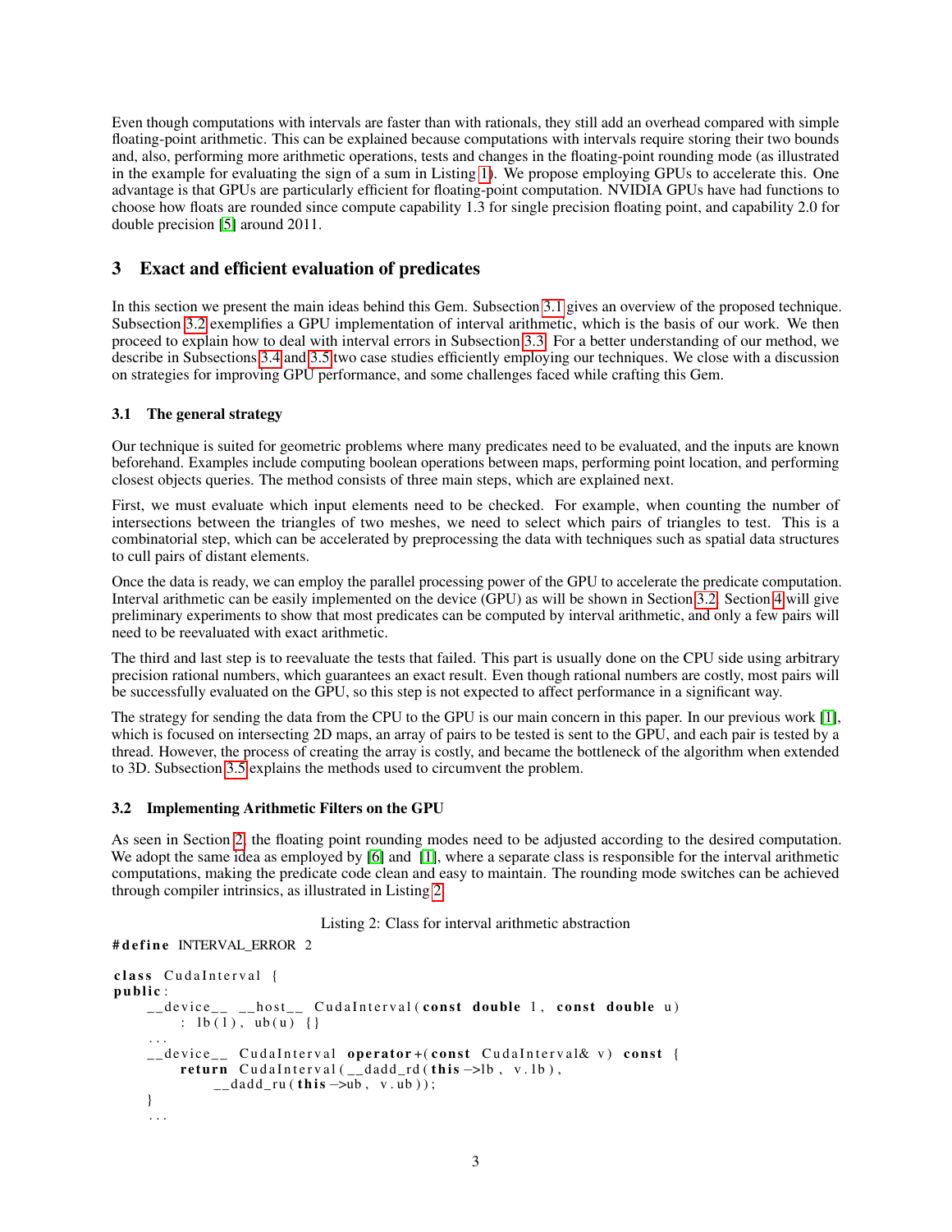Even though computations with intervals are faster than with rationals, they still add an overhead compared with simple floating-point arithmetic. This can be explained because computations with intervals require storing their two bounds and, also, performing more arithmetic operations, tests and changes in the floating-point rounding mode (as illustrated in the example for evaluating the sign of a sum in Listing 1). We propose employing GPUs to accelerate this. One advantage is that GPUs are particularly efficient for floating-point computation. NVIDIA GPUs have had functions to choose how floats are rounded since compute capability 1.3 for single precision floating point, and capability 2.0 for double precision [5] around 2011.

## 3 Exact and efficient evaluation of predicates

In this section we present the main ideas behind this Gem. Subsection 3.1 gives an overview of the proposed technique. Subsection 3.2 exemplifies a GPU implementation of interval arithmetic, which is the basis of our work. We then proceed to explain how to deal with interval errors in Subsection 3.3. For a better understanding of our method, we describe in Subsections 3.4 and 3.5 two case studies efficiently employing our techniques. We close with a discussion on strategies for improving GPU performance, and some challenges faced while crafting this Gem.

### 3.1 The general strategy

Our technique is suited for geometric problems where many predicates need to be evaluated, and the inputs are known beforehand. Examples include computing boolean operations between maps, performing point location, and performing closest objects queries. The method consists of three main steps, which are explained next.

First, we must evaluate which input elements need to be checked. For example, when counting the number of intersections between the triangles of two meshes, we need to select which pairs of triangles to test. This is a combinatorial step, which can be accelerated by preprocessing the data with techniques such as spatial data structures to cull pairs of distant elements.

Once the data is ready, we can employ the parallel processing power of the GPU to accelerate the predicate computation. Interval arithmetic can be easily implemented on the device (GPU) as will be shown in Section 3.2. Section 4 will give preliminary experiments to show that most predicates can be computed by interval arithmetic, and only a few pairs will need to be reevaluated with exact arithmetic.

The third and last step is to reevaluate the tests that failed. This part is usually done on the CPU side using arbitrary precision rational numbers, which guarantees an exact result. Even though rational numbers are costly, most pairs will be successfully evaluated on the GPU, so this step is not expected to affect performance in a significant way.

The strategy for sending the data from the CPU to the GPU is our main concern in this paper. In our previous work [1], which is focused on intersecting 2D maps, an array of pairs to be tested is sent to the GPU, and each pair is tested by a thread. However, the process of creating the array is costly, and became the bottleneck of the algorithm when extended to 3D. Subsection 3.5 explains the methods used to circumvent the problem.

### 3.2 Implementing Arithmetic Filters on the GPU

As seen in Section 2, the floating point rounding modes need to be adjusted according to the desired computation. We adopt the same idea as employed by [6] and [1], where a separate class is responsible for the interval arithmetic computations, making the predicate code clean and easy to maintain. The rounding mode switches can be achieved through compiler intrinsics, as illustrated in Listing 2.

Listing 2: Class for interval arithmetic abstraction

```
#define INTERVAL_ERROR 2

class CudaInterval {
public:
    __device__ __host__ CudaInterval(const double l, const double u)
        : lb(l), ub(u) {}
    ...
    __device__ CudaInterval operator+(const CudaInterval& v) const {
        return CudaInterval(__dadd_rd(this->lb, v.lb),
               __dadd_ru(this->ub, v.ub));
    }
    ...
```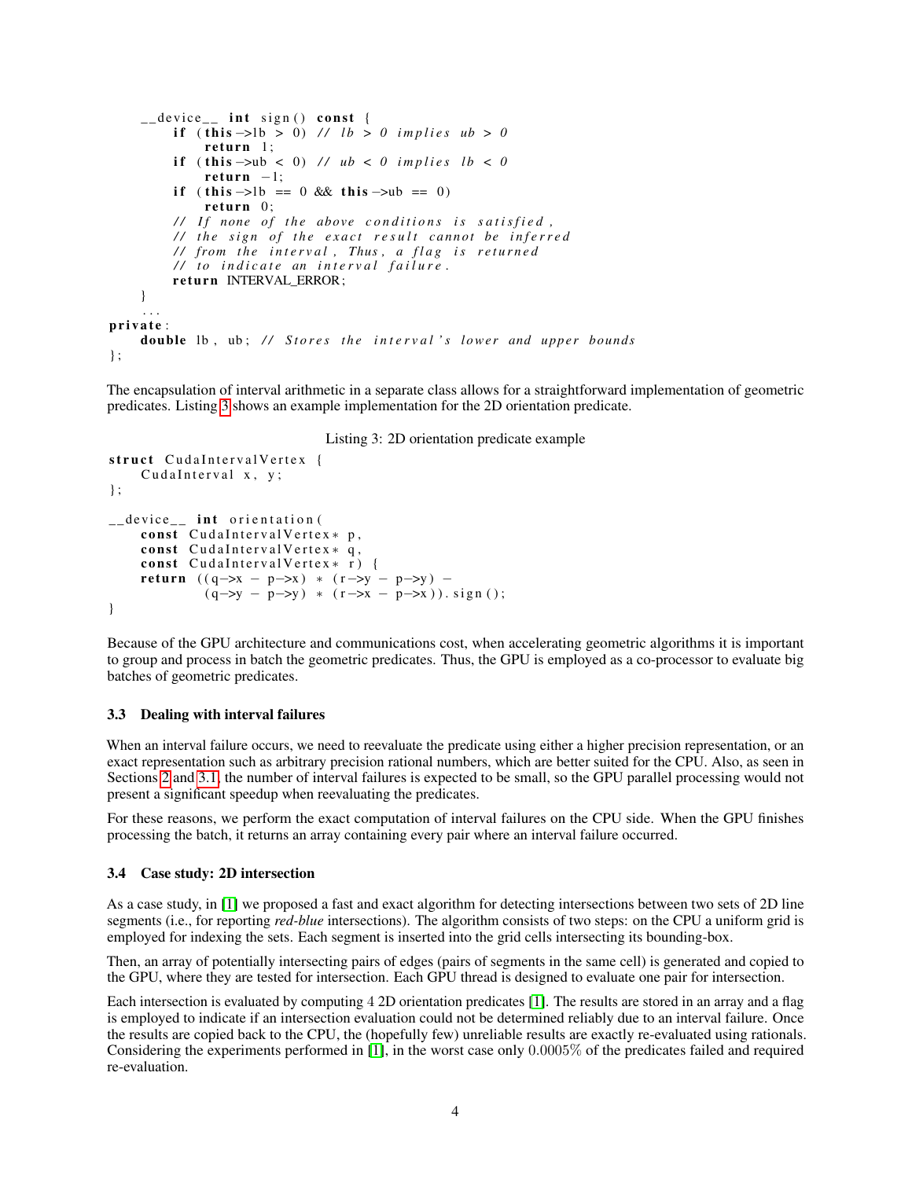```
    __device__ int sign() const {
        if (this->lb > 0) // lb > 0 implies ub > 0
            return 1;
        if (this->ub < 0) // ub < 0 implies lb < 0
            return -1;
        if (this->lb == 0 && this->ub == 0)
            return 0;
        // If none of the above conditions is satisfied,
        // the sign of the exact result cannot be inferred
        // from the interval, Thus, a flag is returned
        // to indicate an interval failure.
        return INTERVAL_ERROR;
    }
    ...
private:
    double lb, ub; // Stores the interval's lower and upper bounds
};
```

The encapsulation of interval arithmetic in a separate class allows for a straightforward implementation of geometric predicates. Listing 3 shows an example implementation for the 2D orientation predicate.

Listing 3: 2D orientation predicate example

```
struct CudaIntervalVertex {
    CudaInterval x, y;
};

__device__ int orientation(
    const CudaIntervalVertex* p,
    const CudaIntervalVertex* q,
    const CudaIntervalVertex* r) {
    return ((q->x - p->x) * (r->y - p->y) -
            (q->y - p->y) * (r->x - p->x)).sign();
}
```

Because of the GPU architecture and communications cost, when accelerating geometric algorithms it is important to group and process in batch the geometric predicates. Thus, the GPU is employed as a co-processor to evaluate big batches of geometric predicates.

### 3.3 Dealing with interval failures

When an interval failure occurs, we need to reevaluate the predicate using either a higher precision representation, or an exact representation such as arbitrary precision rational numbers, which are better suited for the CPU. Also, as seen in Sections 2 and 3.1, the number of interval failures is expected to be small, so the GPU parallel processing would not present a significant speedup when reevaluating the predicates.

For these reasons, we perform the exact computation of interval failures on the CPU side. When the GPU finishes processing the batch, it returns an array containing every pair where an interval failure occurred.

### 3.4 Case study: 2D intersection

As a case study, in [1] we proposed a fast and exact algorithm for detecting intersections between two sets of 2D line segments (i.e., for reporting *red-blue* intersections). The algorithm consists of two steps: on the CPU a uniform grid is employed for indexing the sets. Each segment is inserted into the grid cells intersecting its bounding-box.

Then, an array of potentially intersecting pairs of edges (pairs of segments in the same cell) is generated and copied to the GPU, where they are tested for intersection. Each GPU thread is designed to evaluate one pair for intersection.

Each intersection is evaluated by computing $4$ 2D orientation predicates [1]. The results are stored in an array and a flag is employed to indicate if an intersection evaluation could not be determined reliably due to an interval failure. Once the results are copied back to the CPU, the (hopefully few) unreliable results are exactly re-evaluated using rationals. Considering the experiments performed in [1], in the worst case only $0.0005\%$ of the predicates failed and required re-evaluation.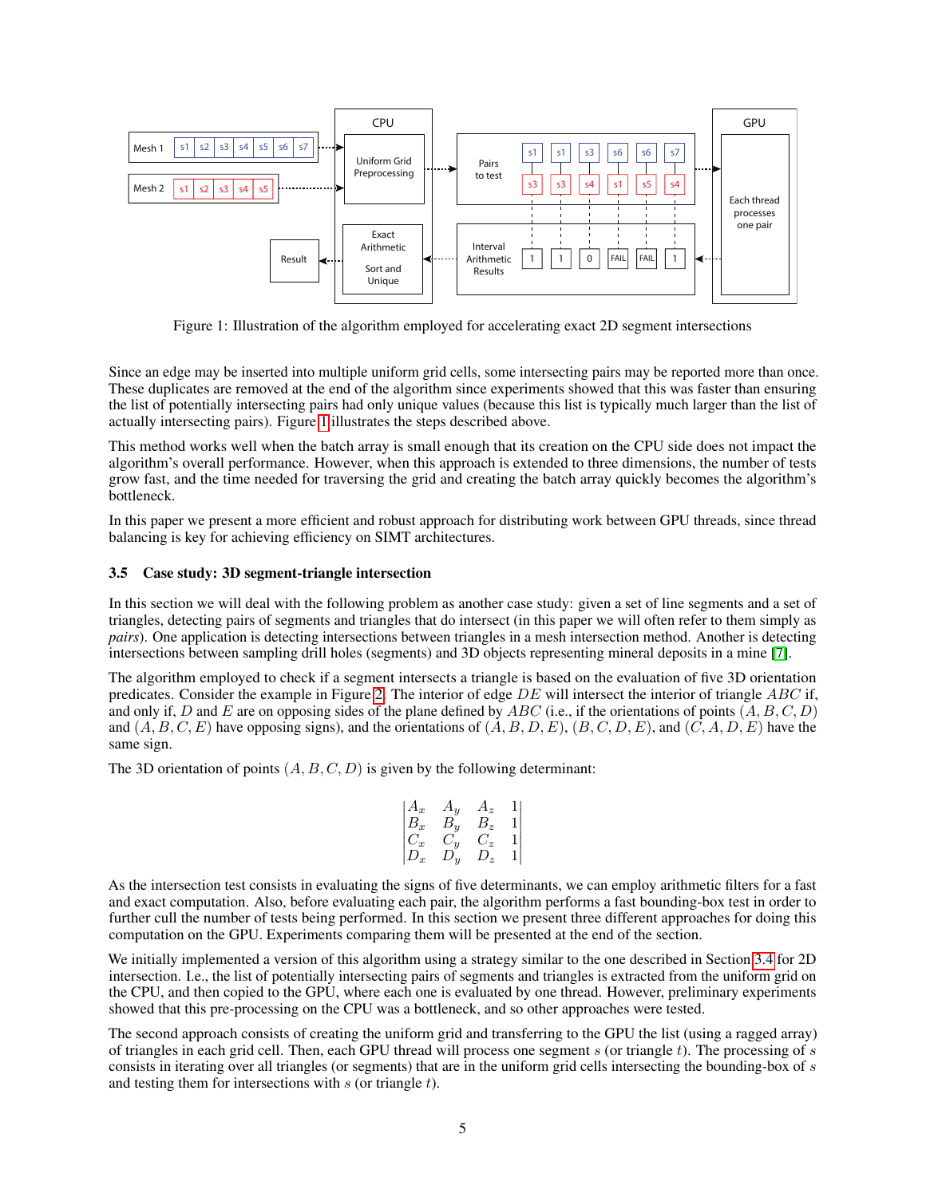Figure 1: Illustration of the algorithm employed for accelerating exact 2D segment intersections

Since an edge may be inserted into multiple uniform grid cells, some intersecting pairs may be reported more than once. These duplicates are removed at the end of the algorithm since experiments showed that this was faster than ensuring the list of potentially intersecting pairs had only unique values (because this list is typically much larger than the list of actually intersecting pairs). Figure 1 illustrates the steps described above.

This method works well when the batch array is small enough that its creation on the CPU side does not impact the algorithm's overall performance. However, when this approach is extended to three dimensions, the number of tests grow fast, and the time needed for traversing the grid and creating the batch array quickly becomes the algorithm's bottleneck.

In this paper we present a more efficient and robust approach for distributing work between GPU threads, since thread balancing is key for achieving efficiency on SIMT architectures.

### 3.5 Case study: 3D segment-triangle intersection

In this section we will deal with the following problem as another case study: given a set of line segments and a set of triangles, detecting pairs of segments and triangles that do intersect (in this paper we will often refer to them simply as *pairs*). One application is detecting intersections between triangles in a mesh intersection method. Another is detecting intersections between sampling drill holes (segments) and 3D objects representing mineral deposits in a mine [7].

The algorithm employed to check if a segment intersects a triangle is based on the evaluation of five 3D orientation predicates. Consider the example in Figure 2. The interior of edge $DE$ will intersect the interior of triangle $ABC$ if, and only if, $D$ and $E$ are on opposing sides of the plane defined by $ABC$ (i.e., if the orientations of points $(A, B, C, D)$ and $(A, B, C, E)$ have opposing signs), and the orientations of $(A, B, D, E)$, $(B, C, D, E)$, and $(C, A, D, E)$ have the same sign.

The 3D orientation of points $(A, B, C, D)$ is given by the following determinant:

$$\begin{vmatrix} A_x & A_y & A_z & 1 \\ B_x & B_y & B_z & 1 \\ C_x & C_y & C_z & 1 \\ D_x & D_y & D_z & 1 \end{vmatrix}$$

As the intersection test consists in evaluating the signs of five determinants, we can employ arithmetic filters for a fast and exact computation. Also, before evaluating each pair, the algorithm performs a fast bounding-box test in order to further cull the number of tests being performed. In this section we present three different approaches for doing this computation on the GPU. Experiments comparing them will be presented at the end of the section.

We initially implemented a version of this algorithm using a strategy similar to the one described in Section 3.4 for 2D intersection. I.e., the list of potentially intersecting pairs of segments and triangles is extracted from the uniform grid on the CPU, and then copied to the GPU, where each one is evaluated by one thread. However, preliminary experiments showed that this pre-processing on the CPU was a bottleneck, and so other approaches were tested.

The second approach consists of creating the uniform grid and transferring to the GPU the list (using a ragged array) of triangles in each grid cell. Then, each GPU thread will process one segment $s$ (or triangle $t$). The processing of $s$ consists in iterating over all triangles (or segments) that are in the uniform grid cells intersecting the bounding-box of $s$ and testing them for intersections with $s$ (or triangle $t$).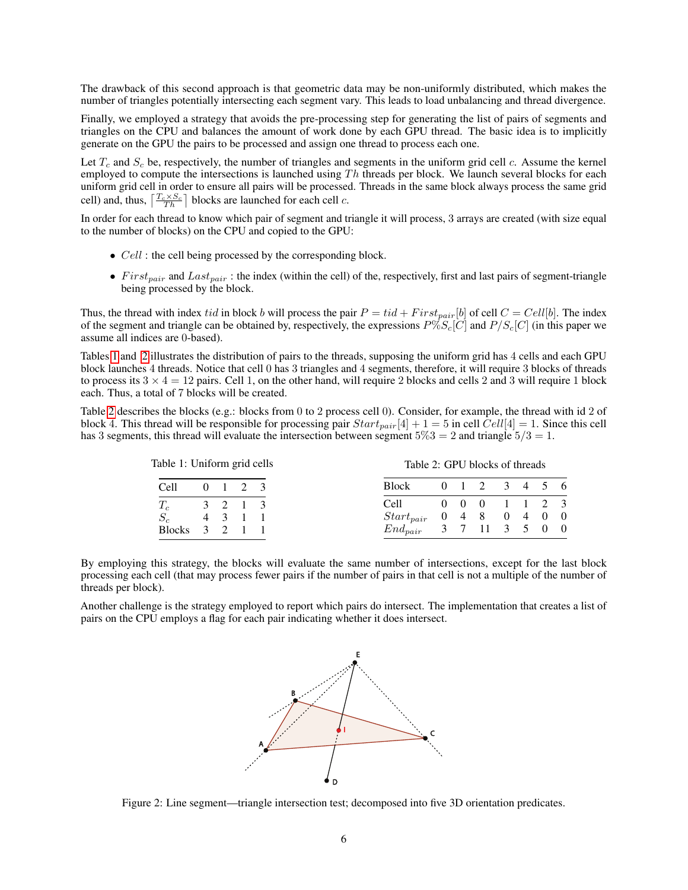The drawback of this second approach is that geometric data may be non-uniformly distributed, which makes the number of triangles potentially intersecting each segment vary. This leads to load unbalancing and thread divergence.

Finally, we employed a strategy that avoids the pre-processing step for generating the list of pairs of segments and triangles on the CPU and balances the amount of work done by each GPU thread. The basic idea is to implicitly generate on the GPU the pairs to be processed and assign one thread to process each one.

Let $T_c$ and $S_c$ be, respectively, the number of triangles and segments in the uniform grid cell $c$. Assume the kernel employed to compute the intersections is launched using $Th$ threads per block. We launch several blocks for each uniform grid cell in order to ensure all pairs will be processed. Threads in the same block always process the same grid cell) and, thus, $\lceil \frac{T_c \times S_c}{Th} \rceil$ blocks are launched for each cell $c$.

In order for each thread to know which pair of segment and triangle it will process, 3 arrays are created (with size equal to the number of blocks) on the CPU and copied to the GPU:

- $Cell$ : the cell being processed by the corresponding block.
- $First_{pair}$ and $Last_{pair}$ : the index (within the cell) of the, respectively, first and last pairs of segment-triangle being processed by the block.

Thus, the thread with index $tid$ in block $b$ will process the pair $P = tid + First_{pair}[b]$ of cell $C = Cell[b]$. The index of the segment and triangle can be obtained by, respectively, the expressions $P \% S_c[C]$ and $P/S_c[C]$ (in this paper we assume all indices are 0-based).

Tables 1 and 2 illustrates the distribution of pairs to the threads, supposing the uniform grid has 4 cells and each GPU block launches 4 threads. Notice that cell 0 has 3 triangles and 4 segments, therefore, it will require 3 blocks of threads to process its $3 \times 4 = 12$ pairs. Cell 1, on the other hand, will require 2 blocks and cells 2 and 3 will require 1 block each. Thus, a total of 7 blocks will be created.

Table 2 describes the blocks (e.g.: blocks from 0 to 2 process cell 0). Consider, for example, the thread with id 2 of block 4. This thread will be responsible for processing pair $Start_{pair}[4] + 1 = 5$ in cell $Cell[4] = 1$. Since this cell has 3 segments, this thread will evaluate the intersection between segment $5\%3 = 2$ and triangle $5/3 = 1$.

Table 1: Uniform grid cells

| Cell | 0 | 1 | 2 | 3 |
|---|---|---|---|---|
| $T_c$ | 3 | 2 | 1 | 3 |
| $S_c$ | 4 | 3 | 1 | 1 |
| Blocks | 3 | 2 | 1 | 1 |

Table 2: GPU blocks of threads

| Block | 0 | 1 | 2 | 3 | 4 | 5 | 6 |
|---|---|---|---|---|---|---|---|
| Cell | 0 | 0 | 0 | 1 | 1 | 2 | 3 |
| $Start_{pair}$ | 0 | 4 | 8 | 0 | 4 | 0 | 0 |
| $End_{pair}$ | 3 | 7 | 11 | 3 | 5 | 0 | 0 |

By employing this strategy, the blocks will evaluate the same number of intersections, except for the last block processing each cell (that may process fewer pairs if the number of pairs in that cell is not a multiple of the number of threads per block).

Another challenge is the strategy employed to report which pairs do intersect. The implementation that creates a list of pairs on the CPU employs a flag for each pair indicating whether it does intersect.

Figure 2: Line segment—triangle intersection test; decomposed into five 3D orientation predicates.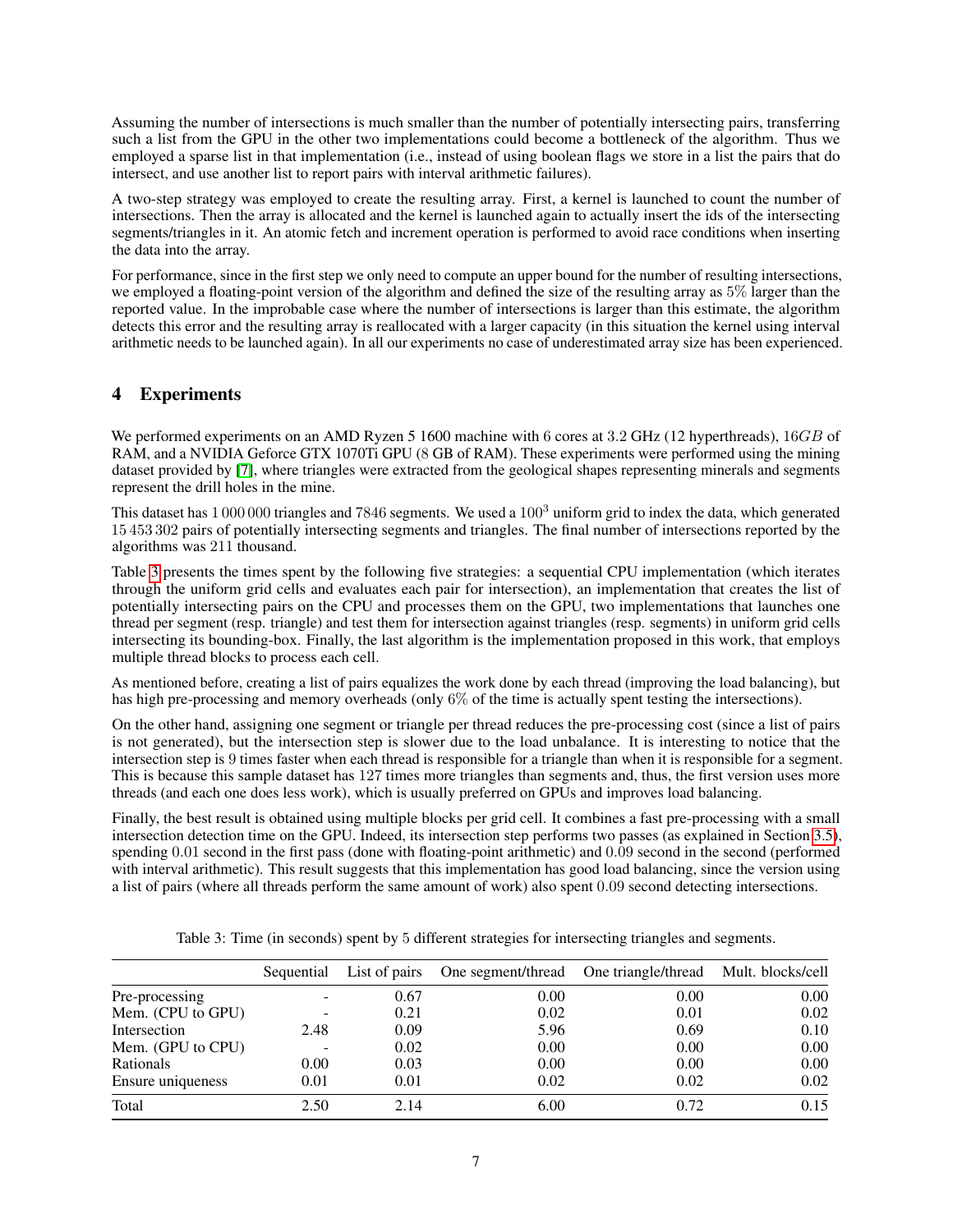Assuming the number of intersections is much smaller than the number of potentially intersecting pairs, transferring such a list from the GPU in the other two implementations could become a bottleneck of the algorithm. Thus we employed a sparse list in that implementation (i.e., instead of using boolean flags we store in a list the pairs that do intersect, and use another list to report pairs with interval arithmetic failures).

A two-step strategy was employed to create the resulting array. First, a kernel is launched to count the number of intersections. Then the array is allocated and the kernel is launched again to actually insert the ids of the intersecting segments/triangles in it. An atomic fetch and increment operation is performed to avoid race conditions when inserting the data into the array.

For performance, since in the first step we only need to compute an upper bound for the number of resulting intersections, we employed a floating-point version of the algorithm and defined the size of the resulting array as $5\%$ larger than the reported value. In the improbable case where the number of intersections is larger than this estimate, the algorithm detects this error and the resulting array is reallocated with a larger capacity (in this situation the kernel using interval arithmetic needs to be launched again). In all our experiments no case of underestimated array size has been experienced.

## 4 Experiments

We performed experiments on an AMD Ryzen 5 1600 machine with 6 cores at 3.2 GHz (12 hyperthreads), $16GB$ of RAM, and a NVIDIA Geforce GTX 1070Ti GPU (8 GB of RAM). These experiments were performed using the mining dataset provided by [7], where triangles were extracted from the geological shapes representing minerals and segments represent the drill holes in the mine.

This dataset has 1 000 000 triangles and 7846 segments. We used a $100^3$ uniform grid to index the data, which generated 15 453 302 pairs of potentially intersecting segments and triangles. The final number of intersections reported by the algorithms was 211 thousand.

Table 3 presents the times spent by the following five strategies: a sequential CPU implementation (which iterates through the uniform grid cells and evaluates each pair for intersection), an implementation that creates the list of potentially intersecting pairs on the CPU and processes them on the GPU, two implementations that launches one thread per segment (resp. triangle) and test them for intersection against triangles (resp. segments) in uniform grid cells intersecting its bounding-box. Finally, the last algorithm is the implementation proposed in this work, that employs multiple thread blocks to process each cell.

As mentioned before, creating a list of pairs equalizes the work done by each thread (improving the load balancing), but has high pre-processing and memory overheads (only $6\%$ of the time is actually spent testing the intersections).

On the other hand, assigning one segment or triangle per thread reduces the pre-processing cost (since a list of pairs is not generated), but the intersection step is slower due to the load unbalance. It is interesting to notice that the intersection step is 9 times faster when each thread is responsible for a triangle than when it is responsible for a segment. This is because this sample dataset has 127 times more triangles than segments and, thus, the first version uses more threads (and each one does less work), which is usually preferred on GPUs and improves load balancing.

Finally, the best result is obtained using multiple blocks per grid cell. It combines a fast pre-processing with a small intersection detection time on the GPU. Indeed, its intersection step performs two passes (as explained in Section 3.5), spending 0.01 second in the first pass (done with floating-point arithmetic) and 0.09 second in the second (performed with interval arithmetic). This result suggests that this implementation has good load balancing, since the version using a list of pairs (where all threads perform the same amount of work) also spent 0.09 second detecting intersections.

Table 3: Time (in seconds) spent by 5 different strategies for intersecting triangles and segments.

| | Sequential | List of pairs | One segment/thread | One triangle/thread | Mult. blocks/cell |
|---|---|---|---|---|---|
| Pre-processing | - | 0.67 | 0.00 | 0.00 | 0.00 |
| Mem. (CPU to GPU) | - | 0.21 | 0.02 | 0.01 | 0.02 |
| Intersection | 2.48 | 0.09 | 5.96 | 0.69 | 0.10 |
| Mem. (GPU to CPU) | - | 0.02 | 0.00 | 0.00 | 0.00 |
| Rationals | 0.00 | 0.03 | 0.00 | 0.00 | 0.00 |
| Ensure uniqueness | 0.01 | 0.01 | 0.02 | 0.02 | 0.02 |
| Total | 2.50 | 2.14 | 6.00 | 0.72 | 0.15 |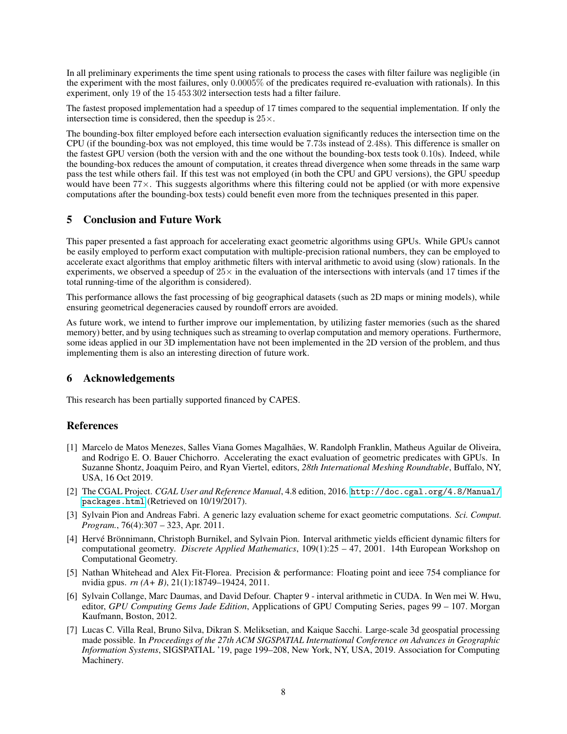In all preliminary experiments the time spent using rationals to process the cases with filter failure was negligible (in the experiment with the most failures, only $0.0005\%$ of the predicates required re-evaluation with rationals). In this experiment, only 19 of the 15 453 302 intersection tests had a filter failure.

The fastest proposed implementation had a speedup of 17 times compared to the sequential implementation. If only the intersection time is considered, then the speedup is $25\times$.

The bounding-box filter employed before each intersection evaluation significantly reduces the intersection time on the CPU (if the bounding-box was not employed, this time would be 7.73s instead of 2.48s). This difference is smaller on the fastest GPU version (both the version with and the one without the bounding-box tests took 0.10s). Indeed, while the bounding-box reduces the amount of computation, it creates thread divergence when some threads in the same warp pass the test while others fail. If this test was not employed (in both the CPU and GPU versions), the GPU speedup would have been $77\times$. This suggests algorithms where this filtering could not be applied (or with more expensive computations after the bounding-box tests) could benefit even more from the techniques presented in this paper.

## 5 Conclusion and Future Work

This paper presented a fast approach for accelerating exact geometric algorithms using GPUs. While GPUs cannot be easily employed to perform exact computation with multiple-precision rational numbers, they can be employed to accelerate exact algorithms that employ arithmetic filters with interval arithmetic to avoid using (slow) rationals. In the experiments, we observed a speedup of $25\times$ in the evaluation of the intersections with intervals (and 17 times if the total running-time of the algorithm is considered).

This performance allows the fast processing of big geographical datasets (such as 2D maps or mining models), while ensuring geometrical degeneracies caused by roundoff errors are avoided.

As future work, we intend to further improve our implementation, by utilizing faster memories (such as the shared memory) better, and by using techniques such as streaming to overlap computation and memory operations. Furthermore, some ideas applied in our 3D implementation have not been implemented in the 2D version of the problem, and thus implementing them is also an interesting direction of future work.

## 6 Acknowledgements

This research has been partially supported financed by CAPES.

## References

[1] Marcelo de Matos Menezes, Salles Viana Gomes Magalhães, W. Randolph Franklin, Matheus Aguilar de Oliveira, and Rodrigo E. O. Bauer Chichorro. Accelerating the exact evaluation of geometric predicates with GPUs. In Suzanne Shontz, Joaquim Peiro, and Ryan Viertel, editors, *28th International Meshing Roundtable*, Buffalo, NY, USA, 16 Oct 2019.

[2] The CGAL Project. *CGAL User and Reference Manual*, 4.8 edition, 2016. http://doc.cgal.org/4.8/Manual/packages.html (Retrieved on 10/19/2017).

[3] Sylvain Pion and Andreas Fabri. A generic lazy evaluation scheme for exact geometric computations. *Sci. Comput. Program.*, 76(4):307 – 323, Apr. 2011.

[4] Hervé Brönnimann, Christoph Burnikel, and Sylvain Pion. Interval arithmetic yields efficient dynamic filters for computational geometry. *Discrete Applied Mathematics*, 109(1):25 – 47, 2001. 14th European Workshop on Computational Geometry.

[5] Nathan Whitehead and Alex Fit-Florea. Precision & performance: Floating point and ieee 754 compliance for nvidia gpus. *rn (A+ B)*, 21(1):18749–19424, 2011.

[6] Sylvain Collange, Marc Daumas, and David Defour. Chapter 9 - interval arithmetic in CUDA. In Wen mei W. Hwu, editor, *GPU Computing Gems Jade Edition*, Applications of GPU Computing Series, pages 99 – 107. Morgan Kaufmann, Boston, 2012.

[7] Lucas C. Villa Real, Bruno Silva, Dikran S. Meliksetian, and Kaique Sacchi. Large-scale 3d geospatial processing made possible. In *Proceedings of the 27th ACM SIGSPATIAL International Conference on Advances in Geographic Information Systems*, SIGSPATIAL '19, page 199–208, New York, NY, USA, 2019. Association for Computing Machinery.